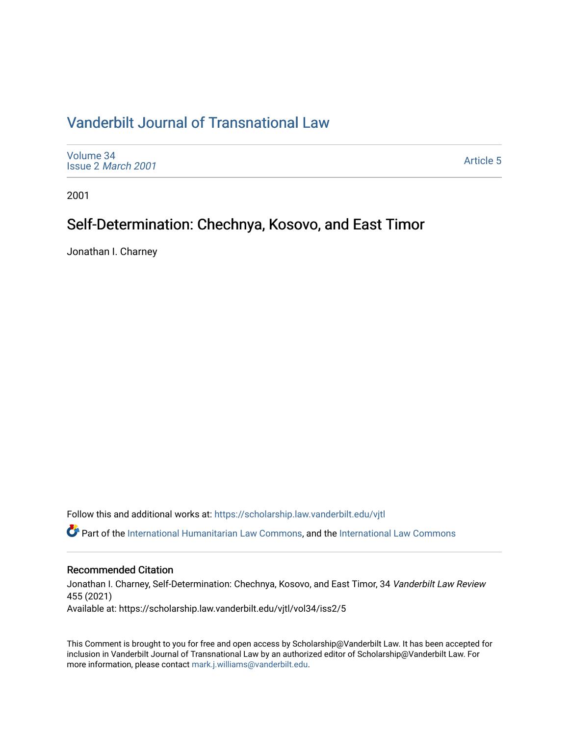# Vanderbilt Journal of Transnational Law

Volume 34
Issue 2 *March 2001*

Article 5

2001

## Self-Determination: Chechnya, Kosovo, and East Timor

Jonathan I. Charney

Follow this and additional works at: https://scholarship.law.vanderbilt.edu/vjtl

Part of the International Humanitarian Law Commons, and the International Law Commons

### Recommended Citation

Jonathan I. Charney, Self-Determination: Chechnya, Kosovo, and East Timor, 34 *Vanderbilt Law Review* 455 (2021)
Available at: https://scholarship.law.vanderbilt.edu/vjtl/vol34/iss2/5

This Comment is brought to you for free and open access by Scholarship@Vanderbilt Law. It has been accepted for inclusion in Vanderbilt Journal of Transnational Law by an authorized editor of Scholarship@Vanderbilt Law. For more information, please contact mark.j.williams@vanderbilt.edu.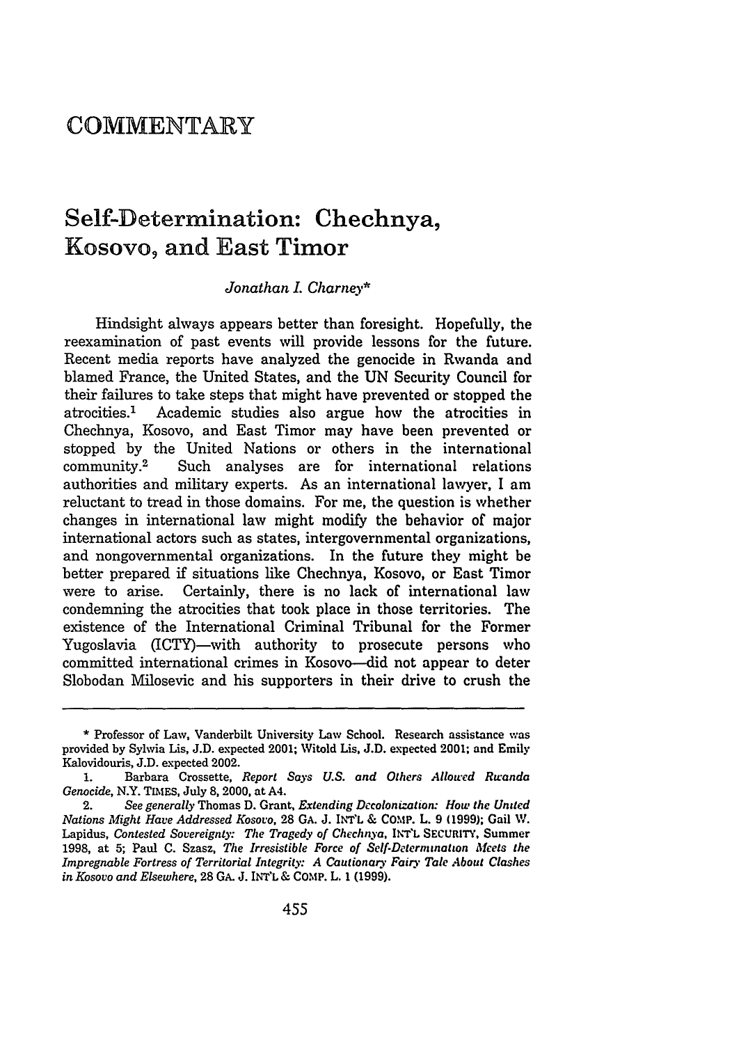# COMMENTARY

## Self-Determination: Chechnya, Kosovo, and East Timor

*Jonathan I. Charney\**

Hindsight always appears better than foresight. Hopefully, the reexamination of past events will provide lessons for the future. Recent media reports have analyzed the genocide in Rwanda and blamed France, the United States, and the UN Security Council for their failures to take steps that might have prevented or stopped the atrocities.[1] Academic studies also argue how the atrocities in Chechnya, Kosovo, and East Timor may have been prevented or stopped by the United Nations or others in the international community.[2] Such analyses are for international relations authorities and military experts. As an international lawyer, I am reluctant to tread in those domains. For me, the question is whether changes in international law might modify the behavior of major international actors such as states, intergovernmental organizations, and nongovernmental organizations. In the future they might be better prepared if situations like Chechnya, Kosovo, or East Timor were to arise. Certainly, there is no lack of international law condemning the atrocities that took place in those territories. The existence of the International Criminal Tribunal for the Former Yugoslavia (ICTY)—with authority to prosecute persons who committed international crimes in Kosovo—did not appear to deter Slobodan Milosevic and his supporters in their drive to crush the

---

\* Professor of Law, Vanderbilt University Law School. Research assistance was provided by Sylwia Lis, J.D. expected 2001; Witold Lis, J.D. expected 2001; and Emily Kalovidouris, J.D. expected 2002.

1. Barbara Crossette, *Report Says U.S. and Others Allowed Rwanda Genocide*, N.Y. TIMES, July 8, 2000, at A4.

2. *See generally* Thomas D. Grant, *Extending Decolonization: How the United Nations Might Have Addressed Kosovo*, 28 GA. J. INT'L & COMP. L. 9 (1999); Gail W. Lapidus, *Contested Sovereignty: The Tragedy of Chechnya*, INT'L SECURITY, Summer 1998, at 5; Paul C. Szasz, *The Irresistible Force of Self-Determination Meets the Impregnable Fortress of Territorial Integrity: A Cautionary Fairy Tale About Clashes in Kosovo and Elsewhere*, 28 GA. J. INT'L & COMP. L. 1 (1999).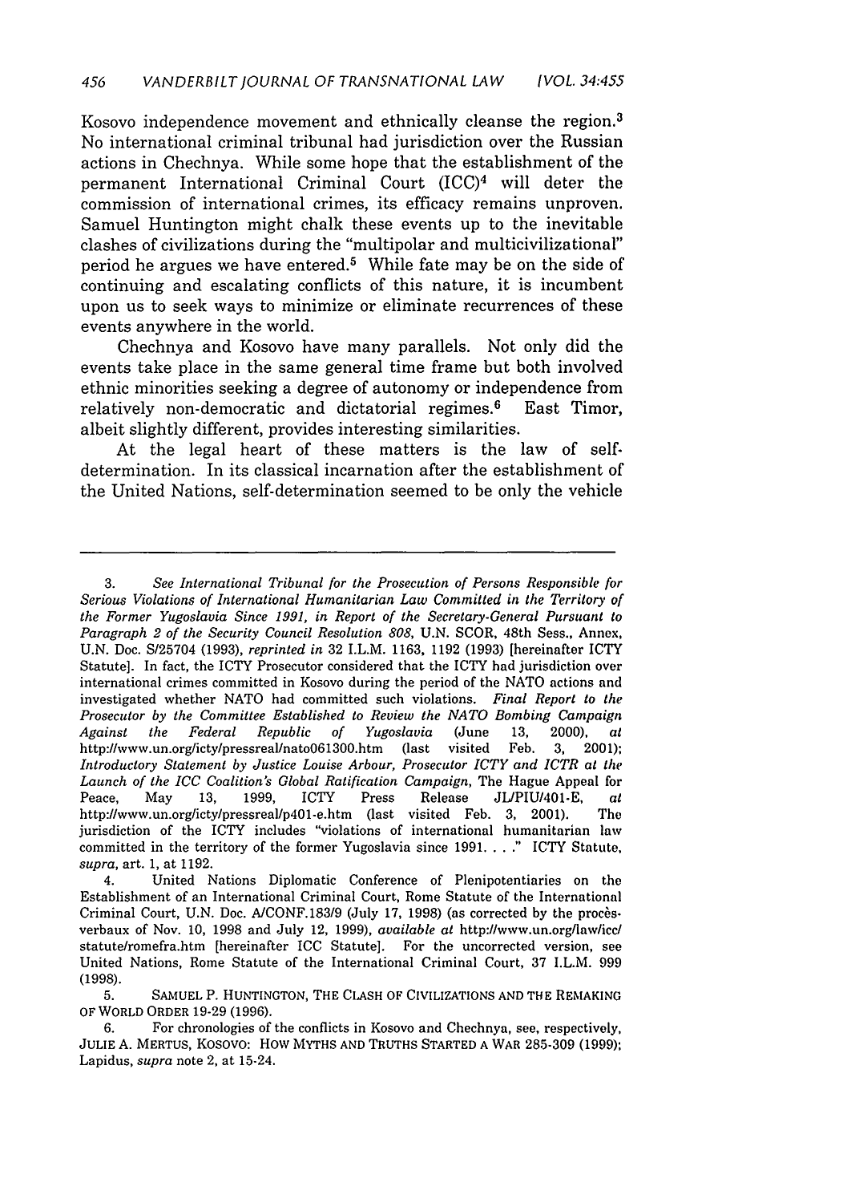Kosovo independence movement and ethnically cleanse the region.[3] No international criminal tribunal had jurisdiction over the Russian actions in Chechnya. While some hope that the establishment of the permanent International Criminal Court (ICC)[4] will deter the commission of international crimes, its efficacy remains unproven. Samuel Huntington might chalk these events up to the inevitable clashes of civilizations during the "multipolar and multicivilizational" period he argues we have entered.[5] While fate may be on the side of continuing and escalating conflicts of this nature, it is incumbent upon us to seek ways to minimize or eliminate recurrences of these events anywhere in the world.

Chechnya and Kosovo have many parallels. Not only did the events take place in the same general time frame but both involved ethnic minorities seeking a degree of autonomy or independence from relatively non-democratic and dictatorial regimes.[6] East Timor, albeit slightly different, provides interesting similarities.

At the legal heart of these matters is the law of self-determination. In its classical incarnation after the establishment of the United Nations, self-determination seemed to be only the vehicle

---

3. *See International Tribunal for the Prosecution of Persons Responsible for Serious Violations of International Humanitarian Law Committed in the Territory of the Former Yugoslavia Since 1991, in Report of the Secretary-General Pursuant to Paragraph 2 of the Security Council Resolution 808*, U.N. SCOR, 48th Sess., Annex, U.N. Doc. S/25704 (1993), *reprinted in* 32 I.L.M. 1163, 1192 (1993) [hereinafter ICTY Statute]. In fact, the ICTY Prosecutor considered that the ICTY had jurisdiction over international crimes committed in Kosovo during the period of the NATO actions and investigated whether NATO had committed such violations. *Final Report to the Prosecutor by the Committee Established to Review the NATO Bombing Campaign Against the Federal Republic of Yugoslavia* (June 13, 2000), *at* http://www.un.org/icty/pressreal/nato061300.htm (last visited Feb. 3, 2001); *Introductory Statement by Justice Louise Arbour, Prosecutor ICTY and ICTR at the Launch of the ICC Coalition's Global Ratification Campaign*, The Hague Appeal for Peace, May 13, 1999, ICTY Press Release JL/PIU/401-E, *at* http://www.un.org/icty/pressreal/p401-e.htm (last visited Feb. 3, 2001). The jurisdiction of the ICTY includes "violations of international humanitarian law committed in the territory of the former Yugoslavia since 1991. . . ." ICTY Statute, *supra*, art. 1, at 1192.

4. United Nations Diplomatic Conference of Plenipotentiaries on the Establishment of an International Criminal Court, Rome Statute of the International Criminal Court, U.N. Doc. A/CONF.183/9 (July 17, 1998) (as corrected by the procès-verbaux of Nov. 10, 1998 and July 12, 1999), *available at* http://www.un.org/law/icc/statute/romefra.htm [hereinafter ICC Statute]. For the uncorrected version, see United Nations, Rome Statute of the International Criminal Court, 37 I.L.M. 999 (1998).

5. SAMUEL P. HUNTINGTON, THE CLASH OF CIVILIZATIONS AND THE REMAKING OF WORLD ORDER 19-29 (1996).

6. For chronologies of the conflicts in Kosovo and Chechnya, see, respectively, JULIE A. MERTUS, KOSOVO: HOW MYTHS AND TRUTHS STARTED A WAR 285-309 (1999); Lapidus, *supra* note 2, at 15-24.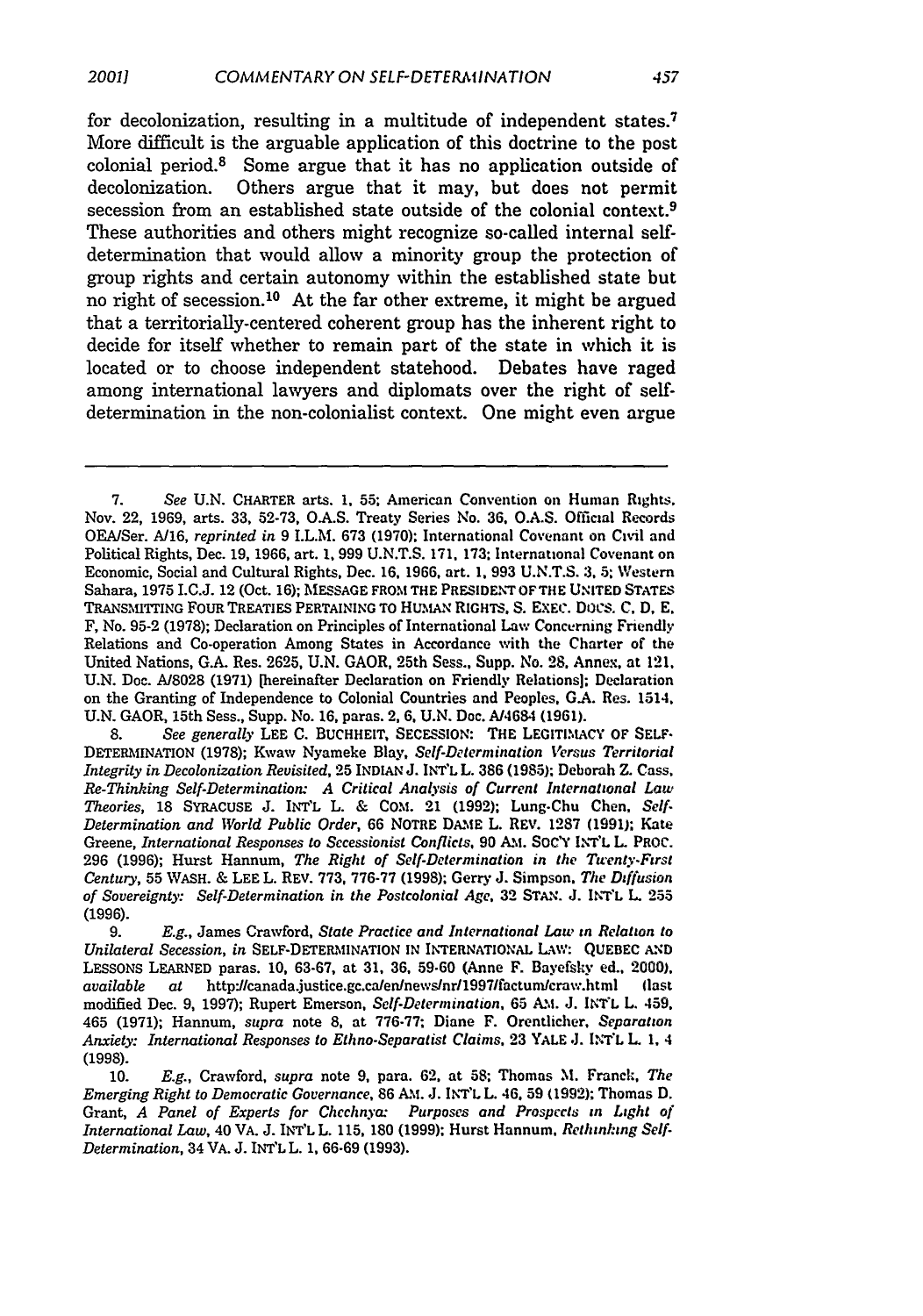for decolonization, resulting in a multitude of independent states.[7] More difficult is the arguable application of this doctrine to the post colonial period.[8] Some argue that it has no application outside of decolonization. Others argue that it may, but does not permit secession from an established state outside of the colonial context.[9] These authorities and others might recognize so-called internal self-determination that would allow a minority group the protection of group rights and certain autonomy within the established state but no right of secession.[10] At the far other extreme, it might be argued that a territorially-centered coherent group has the inherent right to decide for itself whether to remain part of the state in which it is located or to choose independent statehood. Debates have raged among international lawyers and diplomats over the right of self-determination in the non-colonialist context. One might even argue

---

7. *See* U.N. CHARTER arts. 1, 55; American Convention on Human Rights, Nov. 22, 1969, arts. 33, 52-73, O.A.S. Treaty Series No. 36, O.A.S. Official Records OEA/Ser. A/16, *reprinted in* 9 I.L.M. 673 (1970); International Covenant on Civil and Political Rights, Dec. 19, 1966, art. 1, 999 U.N.T.S. 171, 173; International Covenant on Economic, Social and Cultural Rights, Dec. 16, 1966, art. 1, 993 U.N.T.S. 3, 5; Western Sahara, 1975 I.C.J. 12 (Oct. 16); MESSAGE FROM THE PRESIDENT OF THE UNITED STATES TRANSMITTING FOUR TREATIES PERTAINING TO HUMAN RIGHTS, S. EXEC. DOCS. C, D, E, F, No. 95-2 (1978); Declaration on Principles of International Law Concerning Friendly Relations and Co-operation Among States in Accordance with the Charter of the United Nations, G.A. Res. 2625, U.N. GAOR, 25th Sess., Supp. No. 28, Annex, at 121, U.N. Doc. A/8028 (1971) [hereinafter Declaration on Friendly Relations]; Declaration on the Granting of Independence to Colonial Countries and Peoples, G.A. Res. 1514, U.N. GAOR, 15th Sess., Supp. No. 16, paras. 2, 6, U.N. Doc. A/4684 (1961).

8. *See generally* LEE C. BUCHHEIT, SECESSION: THE LEGITIMACY OF SELF-DETERMINATION (1978); Kwaw Nyameke Blay, *Self-Determination Versus Territorial Integrity in Decolonization Revisited*, 25 INDIAN J. INT'L L. 386 (1985); Deborah Z. Cass, *Re-Thinking Self-Determination: A Critical Analysis of Current International Law Theories*, 18 SYRACUSE J. INT'L L. & COM. 21 (1992); Lung-Chu Chen, *Self-Determination and World Public Order*, 66 NOTRE DAME L. REV. 1287 (1991); Kate Greene, *International Responses to Secessionist Conflicts*, 90 AM. SOC'Y INT'L L. PROC. 296 (1996); Hurst Hannum, *The Right of Self-Determination in the Twenty-First Century*, 55 WASH. & LEE L. REV. 773, 776-77 (1998); Gerry J. Simpson, *The Diffusion of Sovereignty: Self-Determination in the Postcolonial Age*, 32 STAN. J. INT'L L. 255 (1996).

9. *E.g.*, James Crawford, *State Practice and International Law in Relation to Unilateral Secession*, *in* SELF-DETERMINATION IN INTERNATIONAL LAW: QUEBEC AND LESSONS LEARNED paras. 10, 63-67, at 31, 36, 59-60 (Anne F. Bayefsky ed., 2000), *available at* http://canada.justice.gc.ca/en/news/nr/1997/factum/craw.html (last modified Dec. 9, 1997); Rupert Emerson, *Self-Determination*, 65 AM. J. INT'L L. 459, 465 (1971); Hannum, *supra* note 8, at 776-77; Diane F. Orentlicher, *Separation Anxiety: International Responses to Ethno-Separatist Claims*, 23 YALE J. INT'L L. 1, 4 (1998).

10. *E.g.*, Crawford, *supra* note 9, para. 62, at 58; Thomas M. Franck, *The Emerging Right to Democratic Governance*, 86 AM. J. INT'L L. 46, 59 (1992); Thomas D. Grant, *A Panel of Experts for Chechnya: Purposes and Prospects in Light of International Law*, 40 VA. J. INT'L L. 115, 180 (1999); Hurst Hannum, *Rethinking Self-Determination*, 34 VA. J. INT'L L. 1, 66-69 (1993).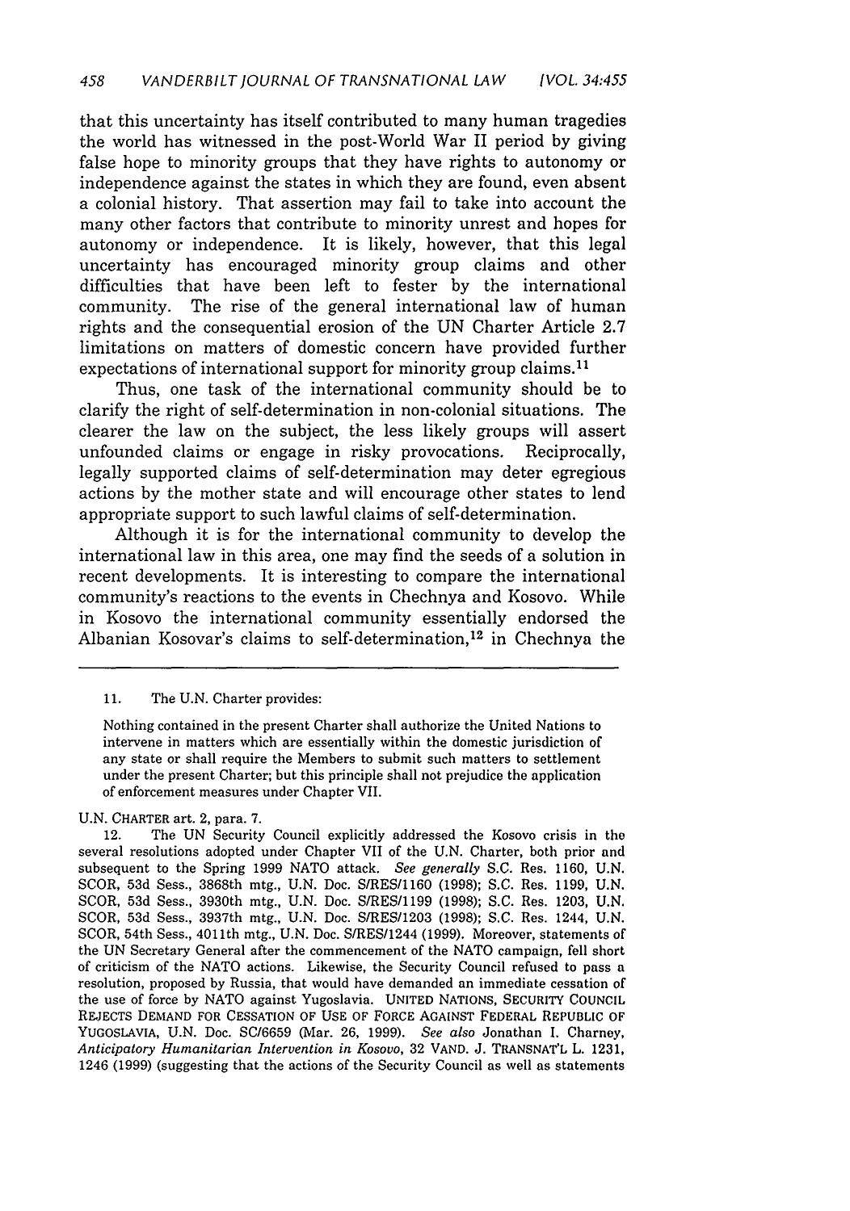that this uncertainty has itself contributed to many human tragedies the world has witnessed in the post-World War II period by giving false hope to minority groups that they have rights to autonomy or independence against the states in which they are found, even absent a colonial history. That assertion may fail to take into account the many other factors that contribute to minority unrest and hopes for autonomy or independence. It is likely, however, that this legal uncertainty has encouraged minority group claims and other difficulties that have been left to fester by the international community. The rise of the general international law of human rights and the consequential erosion of the UN Charter Article 2.7 limitations on matters of domestic concern have provided further expectations of international support for minority group claims.[11]

Thus, one task of the international community should be to clarify the right of self-determination in non-colonial situations. The clearer the law on the subject, the less likely groups will assert unfounded claims or engage in risky provocations. Reciprocally, legally supported claims of self-determination may deter egregious actions by the mother state and will encourage other states to lend appropriate support to such lawful claims of self-determination.

Although it is for the international community to develop the international law in this area, one may find the seeds of a solution in recent developments. It is interesting to compare the international community's reactions to the events in Chechnya and Kosovo. While in Kosovo the international community essentially endorsed the Albanian Kosovar's claims to self-determination,[12] in Chechnya the

---

11. The U.N. Charter provides:

> Nothing contained in the present Charter shall authorize the United Nations to intervene in matters which are essentially within the domestic jurisdiction of any state or shall require the Members to submit such matters to settlement under the present Charter; but this principle shall not prejudice the application of enforcement measures under Chapter VII.

U.N. CHARTER art. 2, para. 7.

12. The UN Security Council explicitly addressed the Kosovo crisis in the several resolutions adopted under Chapter VII of the U.N. Charter, both prior and subsequent to the Spring 1999 NATO attack. *See generally* S.C. Res. 1160, U.N. SCOR, 53d Sess., 3868th mtg., U.N. Doc. S/RES/1160 (1998); S.C. Res. 1199, U.N. SCOR, 53d Sess., 3930th mtg., U.N. Doc. S/RES/1199 (1998); S.C. Res. 1203, U.N. SCOR, 53d Sess., 3937th mtg., U.N. Doc. S/RES/1203 (1998); S.C. Res. 1244, U.N. SCOR, 54th Sess., 4011th mtg., U.N. Doc. S/RES/1244 (1999). Moreover, statements of the UN Secretary General after the commencement of the NATO campaign, fell short of criticism of the NATO actions. Likewise, the Security Council refused to pass a resolution, proposed by Russia, that would have demanded an immediate cessation of the use of force by NATO against Yugoslavia. UNITED NATIONS, SECURITY COUNCIL REJECTS DEMAND FOR CESSATION OF USE OF FORCE AGAINST FEDERAL REPUBLIC OF YUGOSLAVIA, U.N. Doc. SC/6659 (Mar. 26, 1999). *See also* Jonathan I. Charney, *Anticipatory Humanitarian Intervention in Kosovo*, 32 VAND. J. TRANSNAT'L L. 1231, 1246 (1999) (suggesting that the actions of the Security Council as well as statements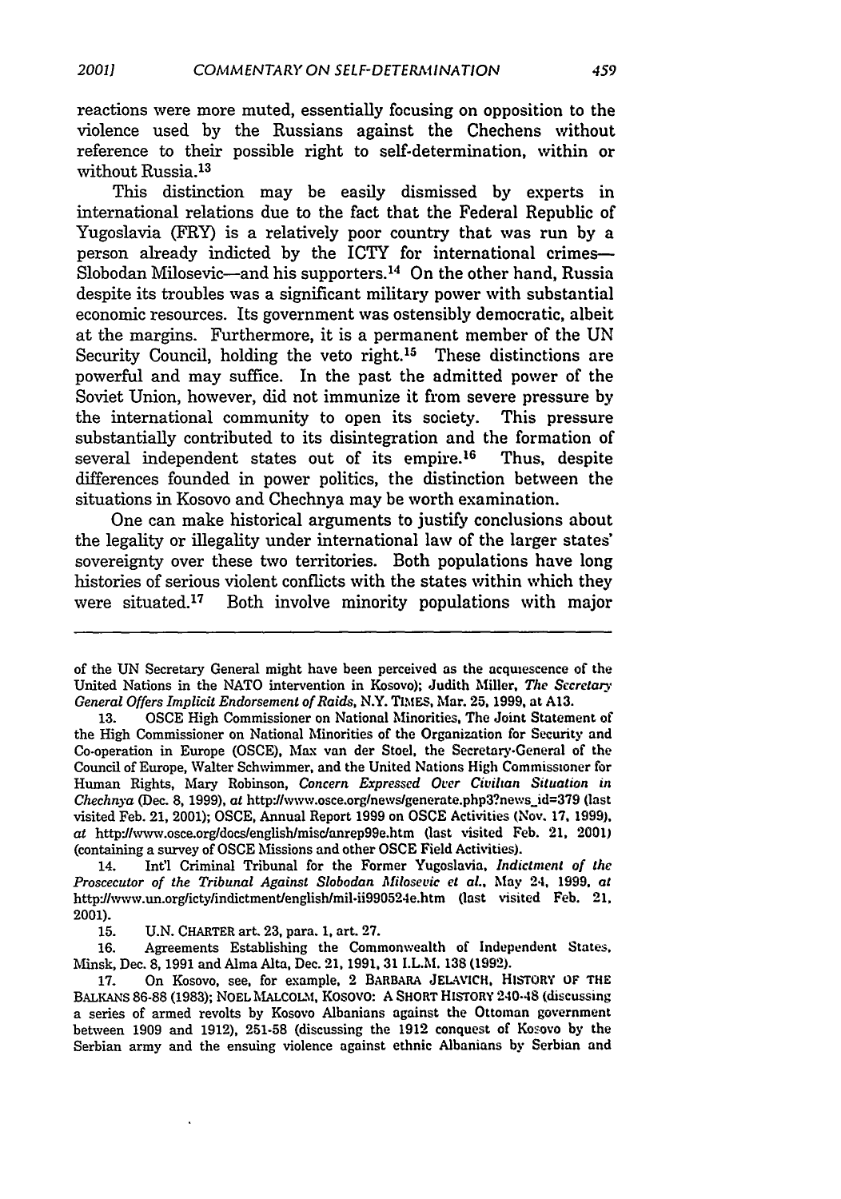reactions were more muted, essentially focusing on opposition to the violence used by the Russians against the Chechens without reference to their possible right to self-determination, within or without Russia.[13]

This distinction may be easily dismissed by experts in international relations due to the fact that the Federal Republic of Yugoslavia (FRY) is a relatively poor country that was run by a person already indicted by the ICTY for international crimes—Slobodan Milosevic—and his supporters.[14] On the other hand, Russia despite its troubles was a significant military power with substantial economic resources. Its government was ostensibly democratic, albeit at the margins. Furthermore, it is a permanent member of the UN Security Council, holding the veto right.[15] These distinctions are powerful and may suffice. In the past the admitted power of the Soviet Union, however, did not immunize it from severe pressure by the international community to open its society. This pressure substantially contributed to its disintegration and the formation of several independent states out of its empire.[16] Thus, despite differences founded in power politics, the distinction between the situations in Kosovo and Chechnya may be worth examination.

One can make historical arguments to justify conclusions about the legality or illegality under international law of the larger states' sovereignty over these two territories. Both populations have long histories of serious violent conflicts with the states within which they were situated.[17] Both involve minority populations with major

---

of the UN Secretary General might have been perceived as the acquiescence of the United Nations in the NATO intervention in Kosovo); Judith Miller, *The Secretary General Offers Implicit Endorsement of Raids*, N.Y. TIMES, Mar. 25, 1999, at A13.

13. OSCE High Commissioner on National Minorities, The Joint Statement of the High Commissioner on National Minorities of the Organization for Security and Co-operation in Europe (OSCE), Max van der Stoel, the Secretary-General of the Council of Europe, Walter Schwimmer, and the United Nations High Commissioner for Human Rights, Mary Robinson, *Concern Expressed Over Civilian Situation in Chechnya* (Dec. 8, 1999), *at* http://www.osce.org/news/generate.php3?news_id=379 (last visited Feb. 21, 2001); OSCE, Annual Report 1999 on OSCE Activities (Nov. 17, 1999), *at* http://www.osce.org/docs/english/misc/anrep99e.htm (last visited Feb. 21, 2001) (containing a survey of OSCE Missions and other OSCE Field Activities).

14. Int'l Criminal Tribunal for the Former Yugoslavia, *Indictment of the Proscecutor of the Tribunal Against Slobodan Milosevic et al.*, May 24, 1999, *at* http://www.un.org/icty/indictment/english/mil-ii990524e.htm (last visited Feb. 21, 2001).

15. U.N. CHARTER art. 23, para. 1, art. 27.

16. Agreements Establishing the Commonwealth of Independent States, Minsk, Dec. 8, 1991 and Alma Alta, Dec. 21, 1991, 31 I.L.M. 138 (1992).

17. On Kosovo, see, for example, 2 BARBARA JELAVICH, HISTORY OF THE BALKANS 86-88 (1983); NOEL MALCOLM, KOSOVO: A SHORT HISTORY 240-48 (discussing a series of armed revolts by Kosovo Albanians against the Ottoman government between 1909 and 1912), 251-58 (discussing the 1912 conquest of Kosovo by the Serbian army and the ensuing violence against ethnic Albanians by Serbian and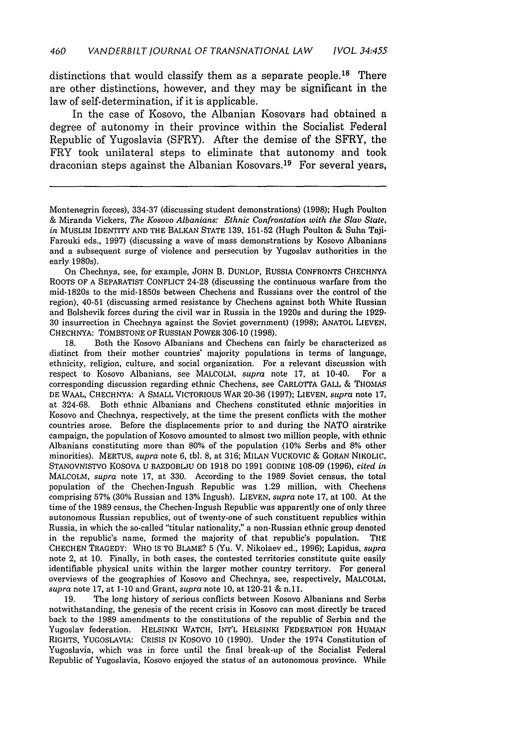distinctions that would classify them as a separate people.[18] There are other distinctions, however, and they may be significant in the law of self-determination, if it is applicable.

In the case of Kosovo, the Albanian Kosovars had obtained a degree of autonomy in their province within the Socialist Federal Republic of Yugoslavia (SFRY). After the demise of the SFRY, the FRY took unilateral steps to eliminate that autonomy and took draconian steps against the Albanian Kosovars.[19] For several years,

---

Montenegrin forces), 334-37 (discussing student demonstrations) (1998); Hugh Poulton & Miranda Vickers, *The Kosovo Albanians: Ethnic Confrontation with the Slav State*, *in* MUSLIM IDENTITY AND THE BALKAN STATE 139, 151-52 (Hugh Poulton & Suha Taji-Farouki eds., 1997) (discussing a wave of mass demonstrations by Kosovo Albanians and a subsequent surge of violence and persecution by Yugoslav authorities in the early 1980s).

On Chechnya, see, for example, JOHN B. DUNLOP, RUSSIA CONFRONTS CHECHNYA ROOTS OF A SEPARATIST CONFLICT 24-28 (discussing the continuous warfare from the mid-1820s to the mid-1850s between Chechens and Russians over the control of the region), 40-51 (discussing armed resistance by Chechens against both White Russian and Bolshevik forces during the civil war in Russia in the 1920s and during the 1929-30 insurrection in Chechnya against the Soviet government) (1998); ANATOL LIEVEN, CHECHNYA: TOMBSTONE OF RUSSIAN POWER 306-10 (1998).

18. Both the Kosovo Albanians and Chechens can fairly be characterized as distinct from their mother countries' majority populations in terms of language, ethnicity, religion, culture, and social organization. For a relevant discussion with respect to Kosovo Albanians, see MALCOLM, *supra* note 17, at 10-40. For a corresponding discussion regarding ethnic Chechens, see CARLOTTA GALL & THOMAS DE WAAL, CHECHNYA: A SMALL VICTORIOUS WAR 20-36 (1997); LIEVEN, *supra* note 17, at 324-68. Both ethnic Albanians and Chechens constituted ethnic majorities in Kosovo and Chechnya, respectively, at the time the present conflicts with the mother countries arose. Before the displacements prior to and during the NATO airstrike campaign, the population of Kosovo amounted to almost two million people, with ethnic Albanians constituting more than 80% of the population (10% Serbs and 8% other minorities). MERTUS, *supra* note 6, tbl. 8, at 316; MILAN VUCKOVIC & GORAN NIKOLIC, STANOVNISTVO KOSOVA U RAZDOBLJU OD 1918 DO 1991 GODINE 108-09 (1996), *cited in* MALCOLM, *supra* note 17, at 330. According to the 1989 Soviet census, the total population of the Chechen-Ingush Republic was 1.29 million, with Chechens comprising 57% (30% Russian and 13% Ingush). LIEVEN, *supra* note 17, at 100. At the time of the 1989 census, the Chechen-Ingush Republic was apparently one of only three autonomous Russian republics, out of twenty-one of such constituent republics within Russia, in which the so-called "titular nationality," a non-Russian ethnic group denoted in the republic's name, formed the majority of that republic's population. THE CHECHEN TRAGEDY: WHO IS TO BLAME? 5 (Yu. V. Nikolaev ed., 1996); Lapidus, *supra* note 2, at 10. Finally, in both cases, the contested territories constitute quite easily identifiable physical units within the larger mother country territory. For general overviews of the geographies of Kosovo and Chechnya, see, respectively, MALCOLM, *supra* note 17, at 1-10 and Grant, *supra* note 10, at 120-21 & n.11.

19. The long history of serious conflicts between Kosovo Albanians and Serbs notwithstanding, the genesis of the recent crisis in Kosovo can most directly be traced back to the 1989 amendments to the constitutions of the republic of Serbia and the Yugoslav federation. HELSINKI WATCH, INT'L HELSINKI FEDERATION FOR HUMAN RIGHTS, YUGOSLAVIA: CRISIS IN KOSOVO 10 (1990). Under the 1974 Constitution of Yugoslavia, which was in force until the final break-up of the Socialist Federal Republic of Yugoslavia, Kosovo enjoyed the status of an autonomous province. While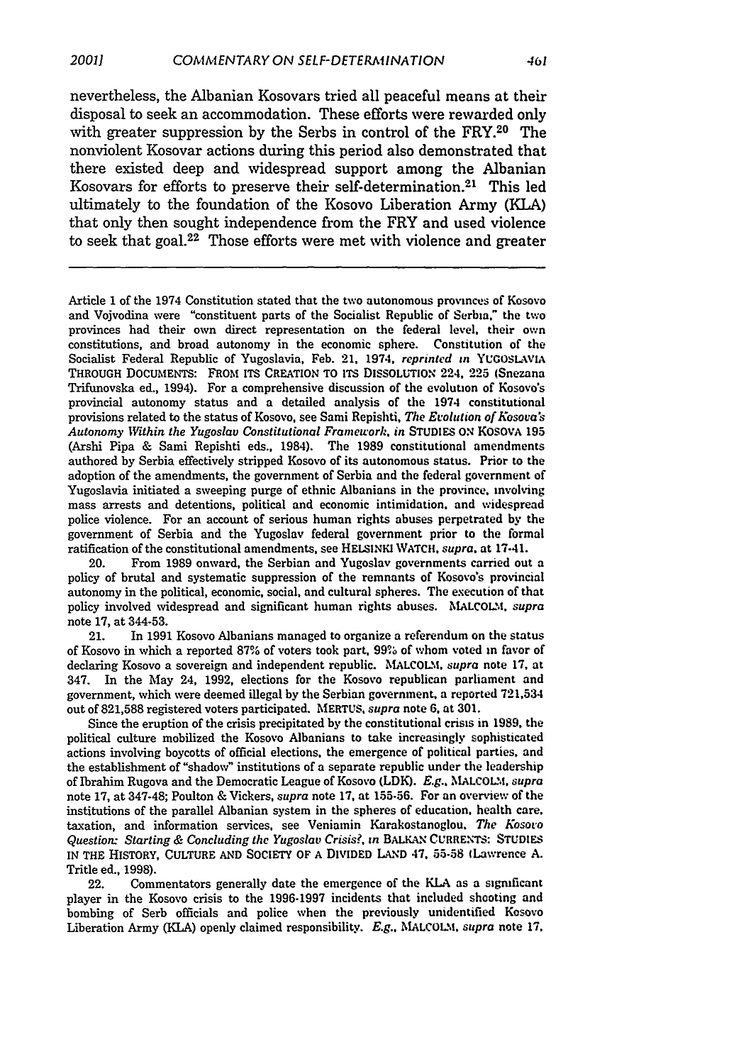nevertheless, the Albanian Kosovars tried all peaceful means at their disposal to seek an accommodation. These efforts were rewarded only with greater suppression by the Serbs in control of the FRY.[20] The nonviolent Kosovar actions during this period also demonstrated that there existed deep and widespread support among the Albanian Kosovars for efforts to preserve their self-determination.[21] This led ultimately to the foundation of the Kosovo Liberation Army (KLA) that only then sought independence from the FRY and used violence to seek that goal.[22] Those efforts were met with violence and greater

---

Article 1 of the 1974 Constitution stated that the two autonomous provinces of Kosovo and Vojvodina were "constituent parts of the Socialist Republic of Serbia," the two provinces had their own direct representation on the federal level, their own constitutions, and broad autonomy in the economic sphere. Constitution of the Socialist Federal Republic of Yugoslavia, Feb. 21, 1974, *reprinted in* YUGOSLAVIA THROUGH DOCUMENTS: FROM ITS CREATION TO ITS DISSOLUTION 224, 225 (Snezana Trifunovska ed., 1994). For a comprehensive discussion of the evolution of Kosovo's provincial autonomy status and a detailed analysis of the 1974 constitutional provisions related to the status of Kosovo, see Sami Repishti, *The Evolution of Kosova's Autonomy Within the Yugoslav Constitutional Framework*, *in* STUDIES ON KOSOVA 195 (Arshi Pipa & Sami Repishti eds., 1984). The 1989 constitutional amendments authored by Serbia effectively stripped Kosovo of its autonomous status. Prior to the adoption of the amendments, the government of Serbia and the federal government of Yugoslavia initiated a sweeping purge of ethnic Albanians in the province, involving mass arrests and detentions, political and economic intimidation, and widespread police violence. For an account of serious human rights abuses perpetrated by the government of Serbia and the Yugoslav federal government prior to the formal ratification of the constitutional amendments, see HELSINKI WATCH, *supra*, at 17-41.

20. From 1989 onward, the Serbian and Yugoslav governments carried out a policy of brutal and systematic suppression of the remnants of Kosovo's provincial autonomy in the political, economic, social, and cultural spheres. The execution of that policy involved widespread and significant human rights abuses. MALCOLM, *supra* note 17, at 344-53.

21. In 1991 Kosovo Albanians managed to organize a referendum on the status of Kosovo in which a reported 87% of voters took part, 99% of whom voted in favor of declaring Kosovo a sovereign and independent republic. MALCOLM, *supra* note 17, at 347. In the May 24, 1992, elections for the Kosovo republican parliament and government, which were deemed illegal by the Serbian government, a reported 721,534 out of 821,588 registered voters participated. MERTUS, *supra* note 6, at 301.

Since the eruption of the crisis precipitated by the constitutional crisis in 1989, the political culture mobilized the Kosovo Albanians to take increasingly sophisticated actions involving boycotts of official elections, the emergence of political parties, and the establishment of "shadow" institutions of a separate republic under the leadership of Ibrahim Rugova and the Democratic League of Kosovo (LDK). *E.g.*, MALCOLM, *supra* note 17, at 347-48; Poulton & Vickers, *supra* note 17, at 155-56. For an overview of the institutions of the parallel Albanian system in the spheres of education, health care, taxation, and information services, see Veniamin Karakostanoglou, *The Kosovo Question: Starting & Concluding the Yugoslav Crisis?*, *in* BALKAN CURRENTS: STUDIES IN THE HISTORY, CULTURE AND SOCIETY OF A DIVIDED LAND 47, 55-58 (Lawrence A. Tritle ed., 1998).

22. Commentators generally date the emergence of the KLA as a significant player in the Kosovo crisis to the 1996-1997 incidents that included shooting and bombing of Serb officials and police when the previously unidentified Kosovo Liberation Army (KLA) openly claimed responsibility. *E.g.*, MALCOLM, *supra* note 17,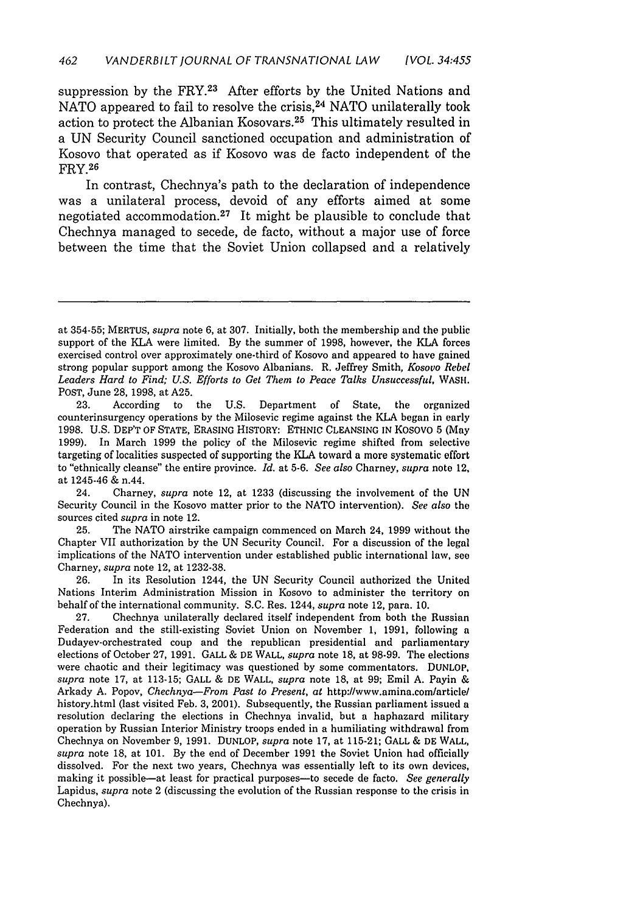suppression by the FRY.[23] After efforts by the United Nations and NATO appeared to fail to resolve the crisis,[24] NATO unilaterally took action to protect the Albanian Kosovars.[25] This ultimately resulted in a UN Security Council sanctioned occupation and administration of Kosovo that operated as if Kosovo was de facto independent of the FRY.[26]

In contrast, Chechnya's path to the declaration of independence was a unilateral process, devoid of any efforts aimed at some negotiated accommodation.[27] It might be plausible to conclude that Chechnya managed to secede, de facto, without a major use of force between the time that the Soviet Union collapsed and a relatively

---

at 354-55; MERTUS, *supra* note 6, at 307. Initially, both the membership and the public support of the KLA were limited. By the summer of 1998, however, the KLA forces exercised control over approximately one-third of Kosovo and appeared to have gained strong popular support among the Kosovo Albanians. R. Jeffrey Smith, *Kosovo Rebel Leaders Hard to Find; U.S. Efforts to Get Them to Peace Talks Unsuccessful*, WASH. POST, June 28, 1998, at A25.

23. According to the U.S. Department of State, the organized counterinsurgency operations by the Milosevic regime against the KLA began in early 1998. U.S. DEP'T OF STATE, ERASING HISTORY: ETHNIC CLEANSING IN KOSOVO 5 (May 1999). In March 1999 the policy of the Milosevic regime shifted from selective targeting of localities suspected of supporting the KLA toward a more systematic effort to "ethnically cleanse" the entire province. *Id.* at 5-6. *See also* Charney, *supra* note 12, at 1245-46 & n.44.

24. Charney, *supra* note 12, at 1233 (discussing the involvement of the UN Security Council in the Kosovo matter prior to the NATO intervention). *See also* the sources cited *supra* in note 12.

25. The NATO airstrike campaign commenced on March 24, 1999 without the Chapter VII authorization by the UN Security Council. For a discussion of the legal implications of the NATO intervention under established public international law, see Charney, *supra* note 12, at 1232-38.

26. In its Resolution 1244, the UN Security Council authorized the United Nations Interim Administration Mission in Kosovo to administer the territory on behalf of the international community. S.C. Res. 1244, *supra* note 12, para. 10.

27. Chechnya unilaterally declared itself independent from both the Russian Federation and the still-existing Soviet Union on November 1, 1991, following a Dudayev-orchestrated coup and the republican presidential and parliamentary elections of October 27, 1991. GALL & DE WALL, *supra* note 18, at 98-99. The elections were chaotic and their legitimacy was questioned by some commentators. DUNLOP, *supra* note 17, at 113-15; GALL & DE WALL, *supra* note 18, at 99; Emil A. Payin & Arkady A. Popov, *Chechnya—From Past to Present*, *at* http://www.amina.com/article/history.html (last visited Feb. 3, 2001). Subsequently, the Russian parliament issued a resolution declaring the elections in Chechnya invalid, but a haphazard military operation by Russian Interior Ministry troops ended in a humiliating withdrawal from Chechnya on November 9, 1991. DUNLOP, *supra* note 17, at 115-21; GALL & DE WALL, *supra* note 18, at 101. By the end of December 1991 the Soviet Union had officially dissolved. For the next two years, Chechnya was essentially left to its own devices, making it possible—at least for practical purposes—to secede de facto. *See generally* Lapidus, *supra* note 2 (discussing the evolution of the Russian response to the crisis in Chechnya).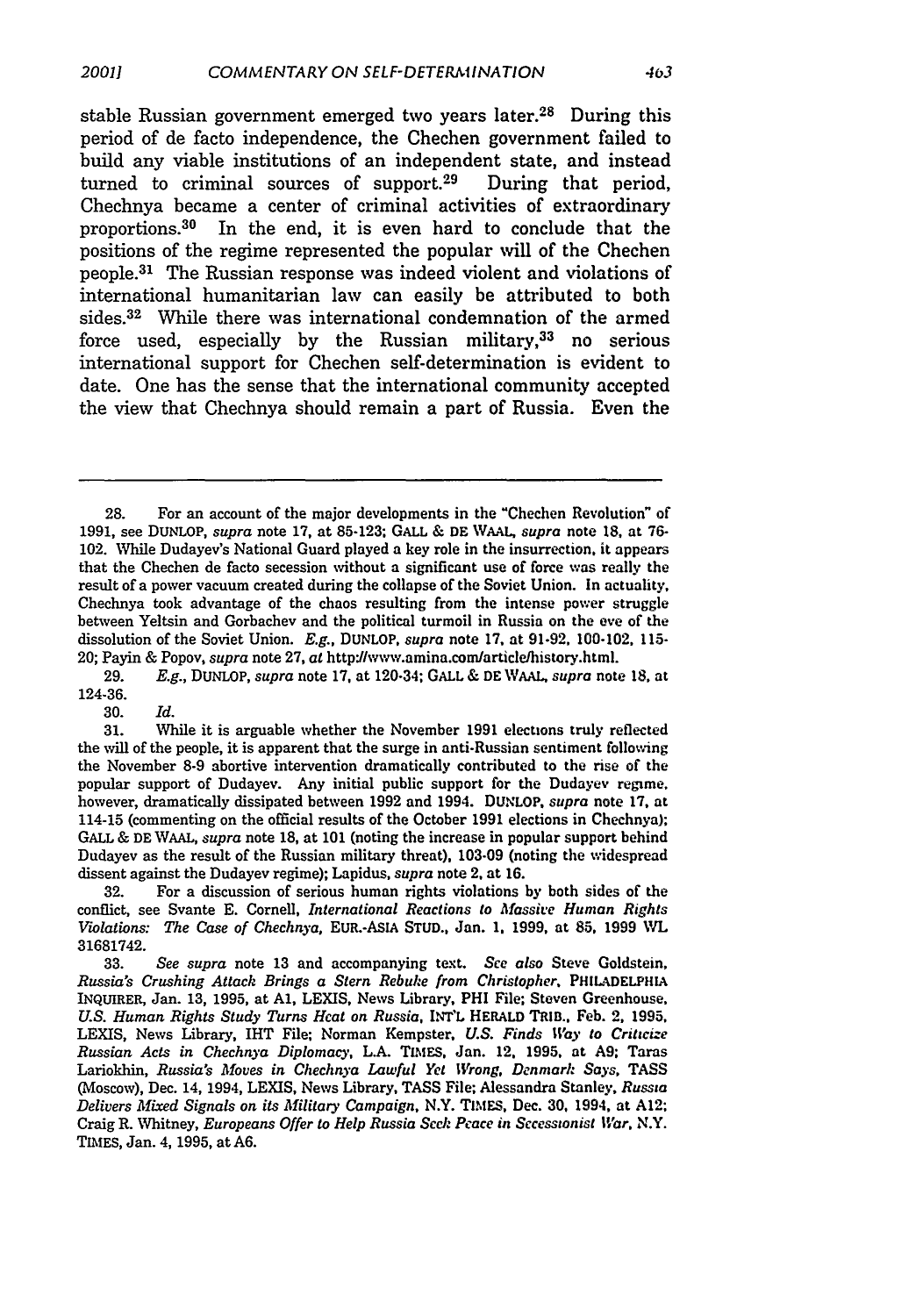stable Russian government emerged two years later.[28] During this period of de facto independence, the Chechen government failed to build any viable institutions of an independent state, and instead turned to criminal sources of support.[29] During that period, Chechnya became a center of criminal activities of extraordinary proportions.[30] In the end, it is even hard to conclude that the positions of the regime represented the popular will of the Chechen people.[31] The Russian response was indeed violent and violations of international humanitarian law can easily be attributed to both sides.[32] While there was international condemnation of the armed force used, especially by the Russian military,[33] no serious international support for Chechen self-determination is evident to date. One has the sense that the international community accepted the view that Chechnya should remain a part of Russia. Even the

---

28. For an account of the major developments in the "Chechen Revolution" of 1991, see DUNLOP, *supra* note 17, at 85-123; GALL & DE WAAL, *supra* note 18, at 76-102. While Dudayev's National Guard played a key role in the insurrection, it appears that the Chechen de facto secession without a significant use of force was really the result of a power vacuum created during the collapse of the Soviet Union. In actuality, Chechnya took advantage of the chaos resulting from the intense power struggle between Yeltsin and Gorbachev and the political turmoil in Russia on the eve of the dissolution of the Soviet Union. *E.g.*, DUNLOP, *supra* note 17, at 91-92, 100-102, 115-20; Payin & Popov, *supra* note 27, *at* http://www.amina.com/article/history.html.

29. *E.g.*, DUNLOP, *supra* note 17, at 120-34; GALL & DE WAAL, *supra* note 18, at 124-36.

30. *Id.*

31. While it is arguable whether the November 1991 elections truly reflected the will of the people, it is apparent that the surge in anti-Russian sentiment following the November 8-9 abortive intervention dramatically contributed to the rise of the popular support of Dudayev. Any initial public support for the Dudayev regime, however, dramatically dissipated between 1992 and 1994. DUNLOP, *supra* note 17, at 114-15 (commenting on the official results of the October 1991 elections in Chechnya); GALL & DE WAAL, *supra* note 18, at 101 (noting the increase in popular support behind Dudayev as the result of the Russian military threat), 103-09 (noting the widespread dissent against the Dudayev regime); Lapidus, *supra* note 2, at 16.

32. For a discussion of serious human rights violations by both sides of the conflict, see Svante E. Cornell, *International Reactions to Massive Human Rights Violations: The Case of Chechnya*, EUR.-ASIA STUD., Jan. 1, 1999, at 85, 1999 WL 31681742.

33. *See supra* note 13 and accompanying text. *See also* Steve Goldstein, *Russia's Crushing Attack Brings a Stern Rebuke from Christopher*, PHILADELPHIA INQUIRER, Jan. 13, 1995, at A1, LEXIS, News Library, PHI File; Steven Greenhouse, *U.S. Human Rights Study Turns Heat on Russia*, INT'L HERALD TRIB., Feb. 2, 1995, LEXIS, News Library, IHT File; Norman Kempster, *U.S. Finds Way to Criticize Russian Acts in Chechnya Diplomacy*, L.A. TIMES, Jan. 12, 1995, at A9; Taras Lariokhin, *Russia's Moves in Chechnya Lawful Yet Wrong, Denmark Says*, TASS (Moscow), Dec. 14, 1994, LEXIS, News Library, TASS File; Alessandra Stanley, *Russia Delivers Mixed Signals on its Military Campaign*, N.Y. TIMES, Dec. 30, 1994, at A12; Craig R. Whitney, *Europeans Offer to Help Russia Seek Peace in Secessionist War*, N.Y. TIMES, Jan. 4, 1995, at A6.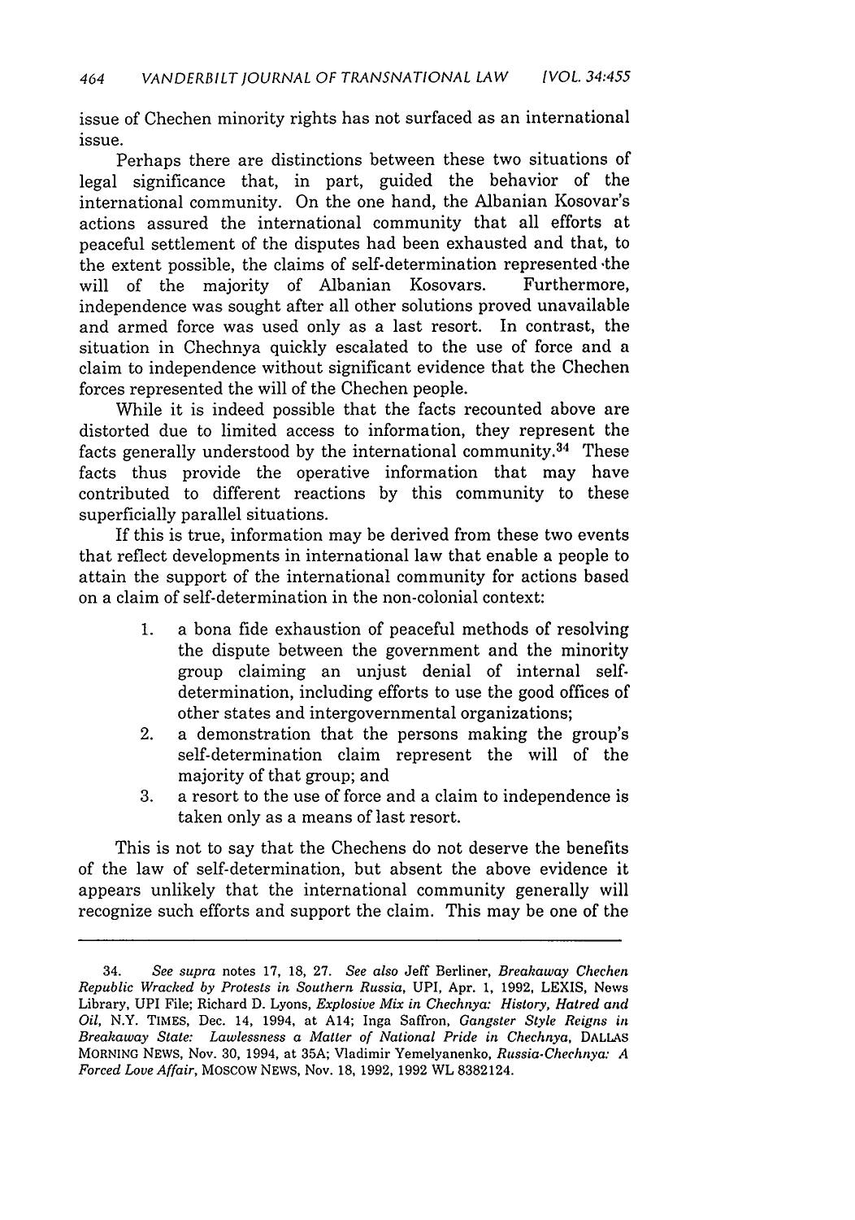issue of Chechen minority rights has not surfaced as an international issue.

Perhaps there are distinctions between these two situations of legal significance that, in part, guided the behavior of the international community. On the one hand, the Albanian Kosovar's actions assured the international community that all efforts at peaceful settlement of the disputes had been exhausted and that, to the extent possible, the claims of self-determination represented the will of the majority of Albanian Kosovars. Furthermore, independence was sought after all other solutions proved unavailable and armed force was used only as a last resort. In contrast, the situation in Chechnya quickly escalated to the use of force and a claim to independence without significant evidence that the Chechen forces represented the will of the Chechen people.

While it is indeed possible that the facts recounted above are distorted due to limited access to information, they represent the facts generally understood by the international community.[34] These facts thus provide the operative information that may have contributed to different reactions by this community to these superficially parallel situations.

If this is true, information may be derived from these two events that reflect developments in international law that enable a people to attain the support of the international community for actions based on a claim of self-determination in the non-colonial context:

1. a bona fide exhaustion of peaceful methods of resolving the dispute between the government and the minority group claiming an unjust denial of internal self-determination, including efforts to use the good offices of other states and intergovernmental organizations;
2. a demonstration that the persons making the group's self-determination claim represent the will of the majority of that group; and
3. a resort to the use of force and a claim to independence is taken only as a means of last resort.

This is not to say that the Chechens do not deserve the benefits of the law of self-determination, but absent the above evidence it appears unlikely that the international community generally will recognize such efforts and support the claim. This may be one of the

---

34. *See supra* notes 17, 18, 27. *See also* Jeff Berliner, *Breakaway Chechen Republic Wracked by Protests in Southern Russia*, UPI, Apr. 1, 1992, LEXIS, News Library, UPI File; Richard D. Lyons, *Explosive Mix in Chechnya: History, Hatred and Oil*, N.Y. TIMES, Dec. 14, 1994, at A14; Inga Saffron, *Gangster Style Reigns in Breakaway State: Lawlessness a Matter of National Pride in Chechnya*, DALLAS MORNING NEWS, Nov. 30, 1994, at 35A; Vladimir Yemelyanenko, *Russia-Chechnya: A Forced Love Affair*, MOSCOW NEWS, Nov. 18, 1992, 1992 WL 8382124.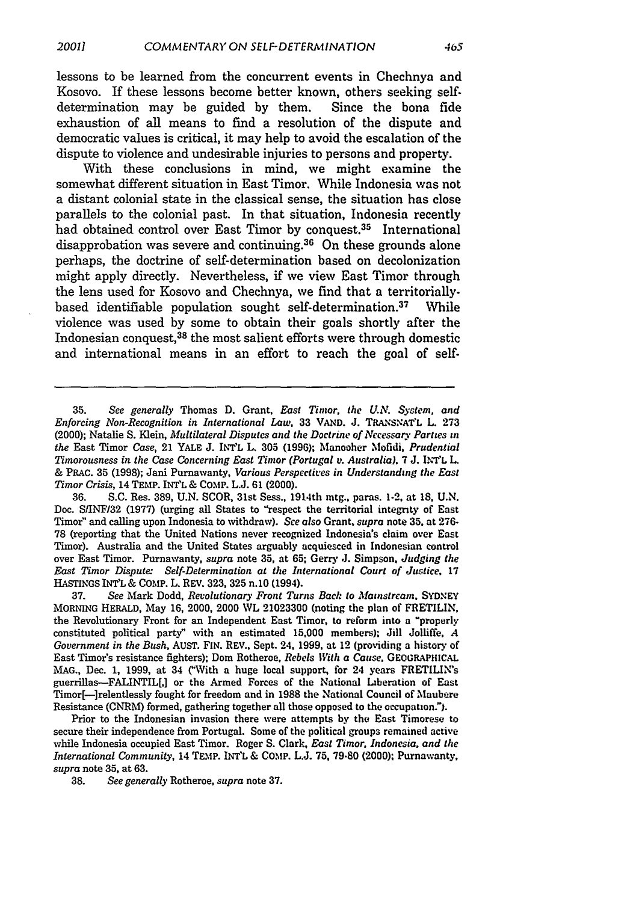lessons to be learned from the concurrent events in Chechnya and Kosovo. If these lessons become better known, others seeking self-determination may be guided by them. Since the bona fide exhaustion of all means to find a resolution of the dispute and democratic values is critical, it may help to avoid the escalation of the dispute to violence and undesirable injuries to persons and property.

With these conclusions in mind, we might examine the somewhat different situation in East Timor. While Indonesia was not a distant colonial state in the classical sense, the situation has close parallels to the colonial past. In that situation, Indonesia recently had obtained control over East Timor by conquest.[35] International disapprobation was severe and continuing.[36] On these grounds alone perhaps, the doctrine of self-determination based on decolonization might apply directly. Nevertheless, if we view East Timor through the lens used for Kosovo and Chechnya, we find that a territorially-based identifiable population sought self-determination.[37] While violence was used by some to obtain their goals shortly after the Indonesian conquest,[38] the most salient efforts were through domestic and international means in an effort to reach the goal of self-

---

35. *See generally* Thomas D. Grant, *East Timor, the U.N. System, and Enforcing Non-Recognition in International Law*, 33 VAND. J. TRANSNAT'L L. 273 (2000); Natalie S. Klein, *Multilateral Disputes and the Doctrine of Necessary Parties in the* East Timor *Case*, 21 YALE J. INT'L L. 305 (1996); Manoocher Mofidi, *Prudential Timorousness in the Case Concerning East Timor (Portugal v. Australia)*, 7 J. INT'L L. & PRAC. 35 (1998); Jani Purnawanty, *Various Perspectives in Understanding the East Timor Crisis*, 14 TEMP. INT'L & COMP. L.J. 61 (2000).

36. S.C. Res. 389, U.N. SCOR, 31st Sess., 1914th mtg., paras. 1-2, at 18, U.N. Doc. S/INF/32 (1977) (urging all States to "respect the territorial integrity of East Timor" and calling upon Indonesia to withdraw). *See also* Grant, *supra* note 35, at 276-78 (reporting that the United Nations never recognized Indonesia's claim over East Timor). Australia and the United States arguably acquiesced in Indonesian control over East Timor. Purnawanty, *supra* note 35, at 65; Gerry J. Simpson, *Judging the East Timor Dispute: Self-Determination at the International Court of Justice*, 17 HASTINGS INT'L & COMP. L. REV. 323, 325 n.10 (1994).

37. *See* Mark Dodd, *Revolutionary Front Turns Back to Mainstream*, SYDNEY MORNING HERALD, May 16, 2000, 2000 WL 21023300 (noting the plan of FRETILIN, the Revolutionary Front for an Independent East Timor, to reform into a "properly constituted political party" with an estimated 15,000 members); Jill Jolliffe, *A Government in the Bush*, AUST. FIN. REV., Sept. 24, 1999, at 12 (providing a history of East Timor's resistance fighters); Dom Rotheroe, *Rebels With a Cause*, GEOGRAPHICAL MAG., Dec. 1, 1999, at 34 ("With a huge local support, for 24 years FRETILIN's guerrillas—FALINTIL[,] or the Armed Forces of the National Liberation of East Timor[—]relentlessly fought for freedom and in 1988 the National Council of Maubere Resistance (CNRM) formed, gathering together all those opposed to the occupation.").

Prior to the Indonesian invasion there were attempts by the East Timorese to secure their independence from Portugal. Some of the political groups remained active while Indonesia occupied East Timor. Roger S. Clark, *East Timor, Indonesia, and the International Community*, 14 TEMP. INT'L & COMP. L.J. 75, 79-80 (2000); Purnawanty, *supra* note 35, at 63.

38. *See generally* Rotheroe, *supra* note 37.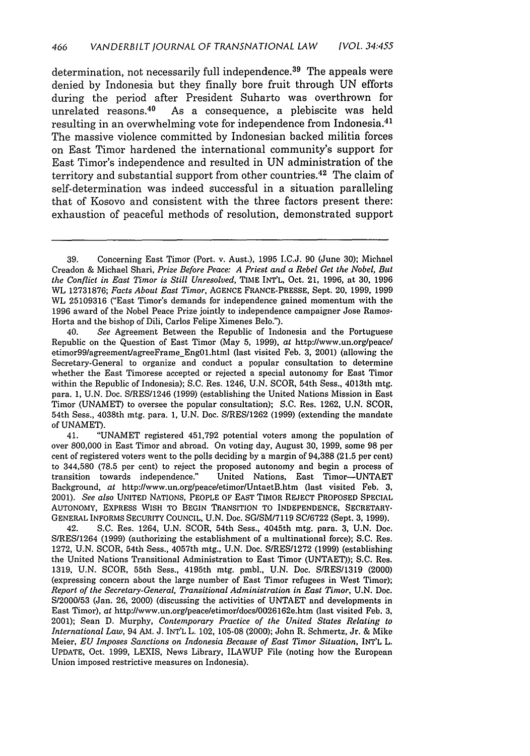determination, not necessarily full independence.[39] The appeals were denied by Indonesia but they finally bore fruit through UN efforts during the period after President Suharto was overthrown for unrelated reasons.[40] As a consequence, a plebiscite was held resulting in an overwhelming vote for independence from Indonesia.[41] The massive violence committed by Indonesian backed militia forces on East Timor hardened the international community's support for East Timor's independence and resulted in UN administration of the territory and substantial support from other countries.[42] The claim of self-determination was indeed successful in a situation paralleling that of Kosovo and consistent with the three factors present there: exhaustion of peaceful methods of resolution, demonstrated support

---

39. Concerning East Timor (Port. v. Aust.), 1995 I.C.J. 90 (June 30); Michael Creadon & Michael Shari, *Prize Before Peace: A Priest and a Rebel Get the Nobel, But the Conflict in East Timor is Still Unresolved*, TIME INT'L, Oct. 21, 1996, at 30, 1996 WL 12731876; *Facts About East Timor*, AGENCE FRANCE-PRESSE, Sept. 20, 1999, 1999 WL 25109316 ("East Timor's demands for independence gained momentum with the 1996 award of the Nobel Peace Prize jointly to independence campaigner Jose Ramos-Horta and the bishop of Dili, Carlos Felipe Ximenes Belo.").

40. *See* Agreement Between the Republic of Indonesia and the Portuguese Republic on the Question of East Timor (May 5, 1999), *at* http://www.un.org/peace/etimor99/agreement/agreeFrame_Eng01.html (last visited Feb. 3, 2001) (allowing the Secretary-General to organize and conduct a popular consultation to determine whether the East Timorese accepted or rejected a special autonomy for East Timor within the Republic of Indonesia); S.C. Res. 1246, U.N. SCOR, 54th Sess., 4013th mtg. para. 1, U.N. Doc. S/RES/1246 (1999) (establishing the United Nations Mission in East Timor (UNAMET) to oversee the popular consultation); S.C. Res. 1262, U.N. SCOR, 54th Sess., 4038th mtg. para. 1, U.N. Doc. S/RES/1262 (1999) (extending the mandate of UNAMET).

41. "UNAMET registered 451,792 potential voters among the population of over 800,000 in East Timor and abroad. On voting day, August 30, 1999, some 98 per cent of registered voters went to the polls deciding by a margin of 94,388 (21.5 per cent) to 344,580 (78.5 per cent) to reject the proposed autonomy and begin a process of transition towards independence." United Nations, East Timor—UNTAET Background, *at* http://www.un.org/peace/etimor/UntaetB.htm (last visited Feb. 3, 2001). *See also* UNITED NATIONS, PEOPLE OF EAST TIMOR REJECT PROPOSED SPECIAL AUTONOMY, EXPRESS WISH TO BEGIN TRANSITION TO INDEPENDENCE, SECRETARY-GENERAL INFORMS SECURITY COUNCIL, U.N. Doc. SG/SM/7119 SC/6722 (Sept. 3, 1999).

42. S.C. Res. 1264, U.N. SCOR, 54th Sess., 4045th mtg. para. 3, U.N. Doc. S/RES/1264 (1999) (authorizing the establishment of a multinational force); S.C. Res. 1272, U.N. SCOR, 54th Sess., 4057th mtg., U.N. Doc. S/RES/1272 (1999) (establishing the United Nations Transitional Administration to East Timor (UNTAET)); S.C. Res. 1319, U.N. SCOR, 55th Sess., 4195th mtg. pmbl., U.N. Doc. S/RES/1319 (2000) (expressing concern about the large number of East Timor refugees in West Timor); *Report of the Secretary-General, Transitional Administration in East Timor*, U.N. Doc. S/2000/53 (Jan. 26, 2000) (discussing the activities of UNTAET and developments in East Timor), *at* http://www.un.org/peace/etimor/docs/0026162e.htm (last visited Feb. 3, 2001); Sean D. Murphy, *Contemporary Practice of the United States Relating to International Law*, 94 AM. J. INT'L L. 102, 105-08 (2000); John R. Schmertz, Jr. & Mike Meier, *EU Imposes Sanctions on Indonesia Because of East Timor Situation*, INT'L L. UPDATE, Oct. 1999, LEXIS, News Library, ILAWUP File (noting how the European Union imposed restrictive measures on Indonesia).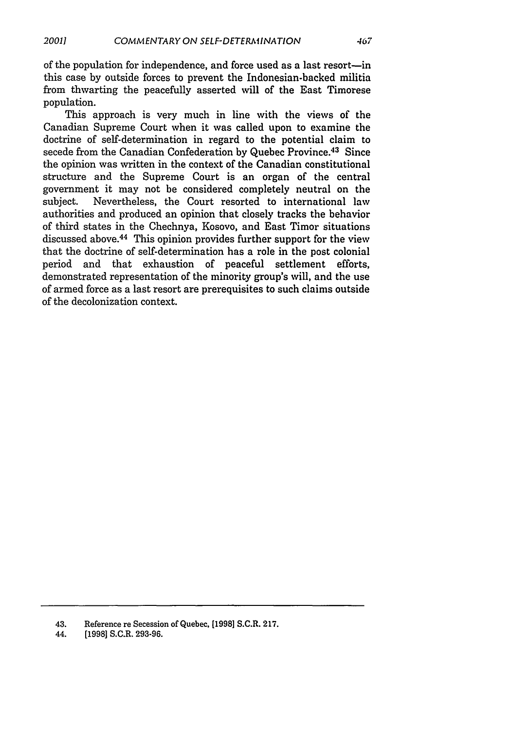of the population for independence, and force used as a last resort—in this case by outside forces to prevent the Indonesian-backed militia from thwarting the peacefully asserted will of the East Timorese population.

This approach is very much in line with the views of the Canadian Supreme Court when it was called upon to examine the doctrine of self-determination in regard to the potential claim to secede from the Canadian Confederation by Quebec Province.[43] Since the opinion was written in the context of the Canadian constitutional structure and the Supreme Court is an organ of the central government it may not be considered completely neutral on the subject. Nevertheless, the Court resorted to international law authorities and produced an opinion that closely tracks the behavior of third states in the Chechnya, Kosovo, and East Timor situations discussed above.[44] This opinion provides further support for the view that the doctrine of self-determination has a role in the post colonial period and that exhaustion of peaceful settlement efforts, demonstrated representation of the minority group's will, and the use of armed force as a last resort are prerequisites to such claims outside of the decolonization context.

---

43. Reference re Secession of Quebec, [1998] S.C.R. 217.

44. [1998] S.C.R. 293-96.